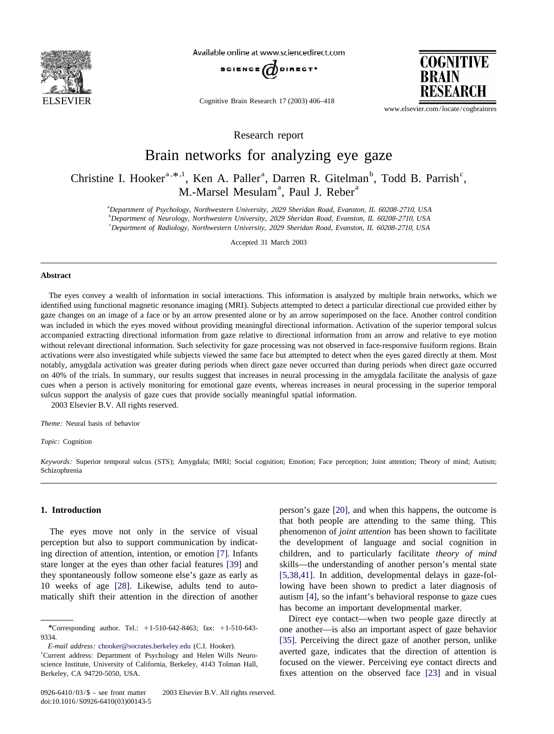Research report

# Brain networks for analyzing eye gaze

Christine I. Hooker[a,*,1], Ken A. Paller[a], Darren R. Gitelman[b], Todd B. Parrish[c], M.-Marsel Mesulam[a], Paul J. Reber[a]

[a] *Department of Psychology, Northwestern University, 2029 Sheridan Road, Evanston, IL 60208-2710, USA*
[b] *Department of Neurology, Northwestern University, 2029 Sheridan Road, Evanston, IL 60208-2710, USA*
[c] *Department of Radiology, Northwestern University, 2029 Sheridan Road, Evanston, IL 60208-2710, USA*

Accepted 31 March 2003

## Abstract

The eyes convey a wealth of information in social interactions. This information is analyzed by multiple brain networks, which we identified using functional magnetic resonance imaging (MRI). Subjects attempted to detect a particular directional cue provided either by gaze changes on an image of a face or by an arrow presented alone or by an arrow superimposed on the face. Another control condition was included in which the eyes moved without providing meaningful directional information. Activation of the superior temporal sulcus accompanied extracting directional information from gaze relative to directional information from an arrow and relative to eye motion without relevant directional information. Such selectivity for gaze processing was not observed in face-responsive fusiform regions. Brain activations were also investigated while subjects viewed the same face but attempted to detect when the eyes gazed directly at them. Most notably, amygdala activation was greater during periods when direct gaze never occurred than during periods when direct gaze occurred on 40% of the trials. In summary, our results suggest that increases in neural processing in the amygdala facilitate the analysis of gaze cues when a person is actively monitoring for emotional gaze events, whereas increases in neural processing in the superior temporal sulcus support the analysis of gaze cues that provide socially meaningful spatial information.

2003 Elsevier B.V. All rights reserved.

*Theme:* Neural basis of behavior

*Topic:* Cognition

*Keywords:* Superior temporal sulcus (STS); Amygdala; fMRI; Social cognition; Emotion; Face perception; Joint attention; Theory of mind; Autism; Schizophrenia

## 1. Introduction

The eyes move not only in the service of visual perception but also to support communication by indicating direction of attention, intention, or emotion [7]. Infants stare longer at the eyes than other facial features [39] and they spontaneously follow someone else's gaze as early as 10 weeks of age [28]. Likewise, adults tend to automatically shift their attention in the direction of another person's gaze [20], and when this happens, the outcome is that both people are attending to the same thing. This phenomenon of *joint attention* has been shown to facilitate the development of language and social cognition in children, and to particularly facilitate *theory of mind* skills—the understanding of another person's mental state [5,38,41]. In addition, developmental delays in gaze-following have been shown to predict a later diagnosis of autism [4], so the infant's behavioral response to gaze cues has become an important developmental marker.

Direct eye contact—when two people gaze directly at one another—is also an important aspect of gaze behavior [35]. Perceiving the direct gaze of another person, unlike averted gaze, indicates that the direction of attention is focused on the viewer. Perceiving eye contact directs and fixes attention on the observed face [23] and in visual

---

*Corresponding author. Tel.: +1-510-642-8463; fax: +1-510-643-9334.

*E-mail address:* chooker@socrates.berkeley.edu (C.I. Hooker).

[1] Current address: Department of Psychology and Helen Wills Neuroscience Institute, University of California, Berkeley, 4143 Tolman Hall, Berkeley, CA 94720-5050, USA.

0926-6410/03/$ – see front matter 2003 Elsevier B.V. All rights reserved.
doi:10.1016/S0926-6410(03)00143-5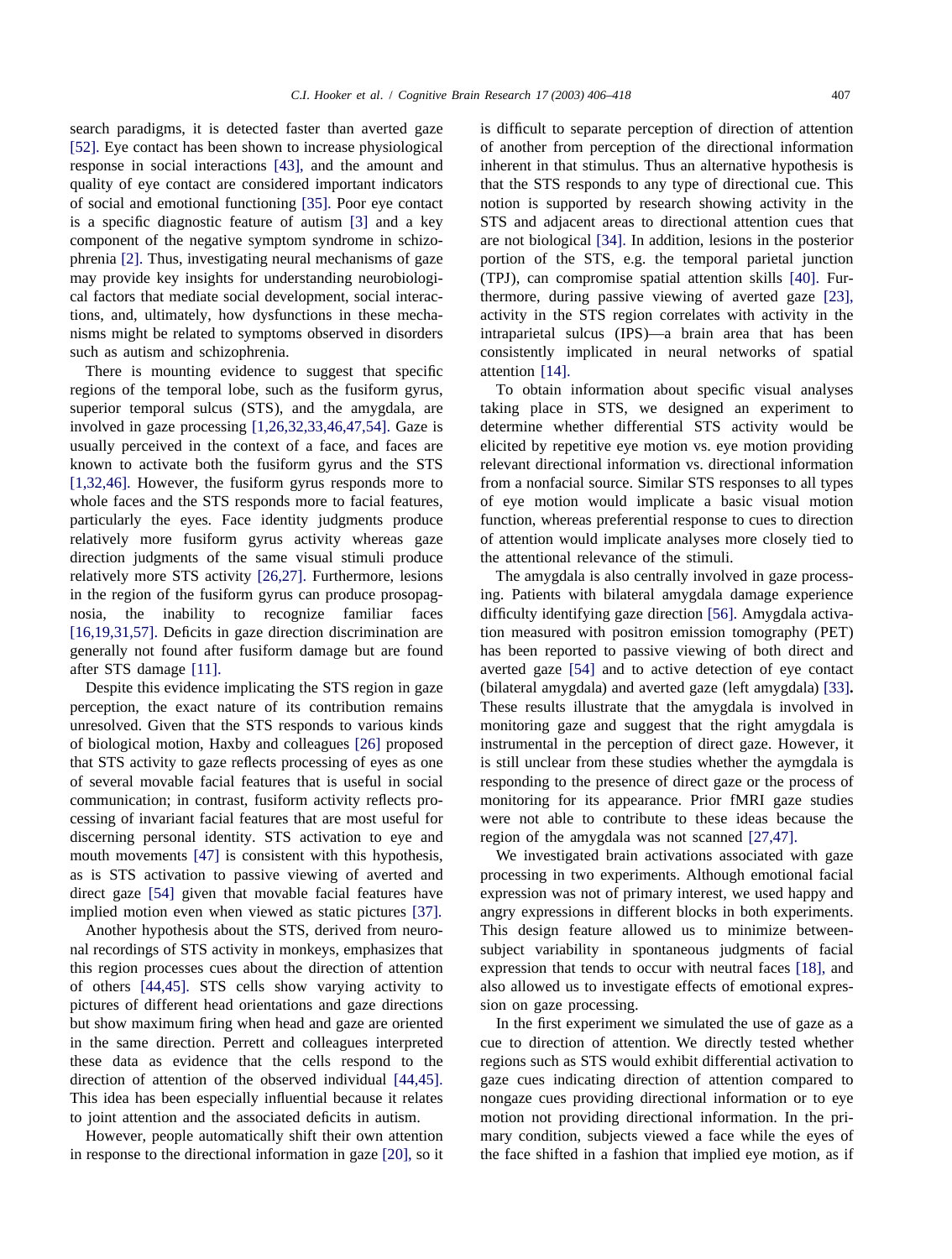search paradigms, it is detected faster than averted gaze [52]. Eye contact has been shown to increase physiological response in social interactions [43], and the amount and quality of eye contact are considered important indicators of social and emotional functioning [35]. Poor eye contact is a specific diagnostic feature of autism [3] and a key component of the negative symptom syndrome in schizophrenia [2]. Thus, investigating neural mechanisms of gaze may provide key insights for understanding neurobiological factors that mediate social development, social interactions, and, ultimately, how dysfunctions in these mechanisms might be related to symptoms observed in disorders such as autism and schizophrenia.

There is mounting evidence to suggest that specific regions of the temporal lobe, such as the fusiform gyrus, superior temporal sulcus (STS), and the amygdala, are involved in gaze processing [1,26,32,33,46,47,54]. Gaze is usually perceived in the context of a face, and faces are known to activate both the fusiform gyrus and the STS [1,32,46]. However, the fusiform gyrus responds more to whole faces and the STS responds more to facial features, particularly the eyes. Face identity judgments produce relatively more fusiform gyrus activity whereas gaze direction judgments of the same visual stimuli produce relatively more STS activity [26,27]. Furthermore, lesions in the region of the fusiform gyrus can produce prosopagnosia, the inability to recognize familiar faces [16,19,31,57]. Deficits in gaze direction discrimination are generally not found after fusiform damage but are found after STS damage [11].

Despite this evidence implicating the STS region in gaze perception, the exact nature of its contribution remains unresolved. Given that the STS responds to various kinds of biological motion, Haxby and colleagues [26] proposed that STS activity to gaze reflects processing of eyes as one of several movable facial features that is useful in social communication; in contrast, fusiform activity reflects processing of invariant facial features that are most useful for discerning personal identity. STS activation to eye and mouth movements [47] is consistent with this hypothesis, as is STS activation to passive viewing of averted and direct gaze [54] given that movable facial features have implied motion even when viewed as static pictures [37].

Another hypothesis about the STS, derived from neuronal recordings of STS activity in monkeys, emphasizes that this region processes cues about the direction of attention of others [44,45]. STS cells show varying activity to pictures of different head orientations and gaze directions but show maximum firing when head and gaze are oriented in the same direction. Perrett and colleagues interpreted these data as evidence that the cells respond to the direction of attention of the observed individual [44,45]. This idea has been especially influential because it relates to joint attention and the associated deficits in autism.

However, people automatically shift their own attention in response to the directional information in gaze [20], so it is difficult to separate perception of direction of attention of another from perception of the directional information inherent in that stimulus. Thus an alternative hypothesis is that the STS responds to any type of directional cue. This notion is supported by research showing activity in the STS and adjacent areas to directional attention cues that are not biological [34]. In addition, lesions in the posterior portion of the STS, e.g. the temporal parietal junction (TPJ), can compromise spatial attention skills [40]. Furthermore, during passive viewing of averted gaze [23], activity in the STS region correlates with activity in the intraparietal sulcus (IPS)—a brain area that has been consistently implicated in neural networks of spatial attention [14].

To obtain information about specific visual analyses taking place in STS, we designed an experiment to determine whether differential STS activity would be elicited by repetitive eye motion vs. eye motion providing relevant directional information vs. directional information from a nonfacial source. Similar STS responses to all types of eye motion would implicate a basic visual motion function, whereas preferential response to cues to direction of attention would implicate analyses more closely tied to the attentional relevance of the stimuli.

The amygdala is also centrally involved in gaze processing. Patients with bilateral amygdala damage experience difficulty identifying gaze direction [56]. Amygdala activation measured with positron emission tomography (PET) has been reported to passive viewing of both direct and averted gaze [54] and to active detection of eye contact (bilateral amygdala) and averted gaze (left amygdala) [33]. These results illustrate that the amygdala is involved in monitoring gaze and suggest that the right amygdala is instrumental in the perception of direct gaze. However, it is still unclear from these studies whether the aymgdala is responding to the presence of direct gaze or the process of monitoring for its appearance. Prior fMRI gaze studies were not able to contribute to these ideas because the region of the amygdala was not scanned [27,47].

We investigated brain activations associated with gaze processing in two experiments. Although emotional facial expression was not of primary interest, we used happy and angry expressions in different blocks in both experiments. This design feature allowed us to minimize between-subject variability in spontaneous judgments of facial expression that tends to occur with neutral faces [18], and also allowed us to investigate effects of emotional expression on gaze processing.

In the first experiment we simulated the use of gaze as a cue to direction of attention. We directly tested whether regions such as STS would exhibit differential activation to gaze cues indicating direction of attention compared to nongaze cues providing directional information or to eye motion not providing directional information. In the primary condition, subjects viewed a face while the eyes of the face shifted in a fashion that implied eye motion, as if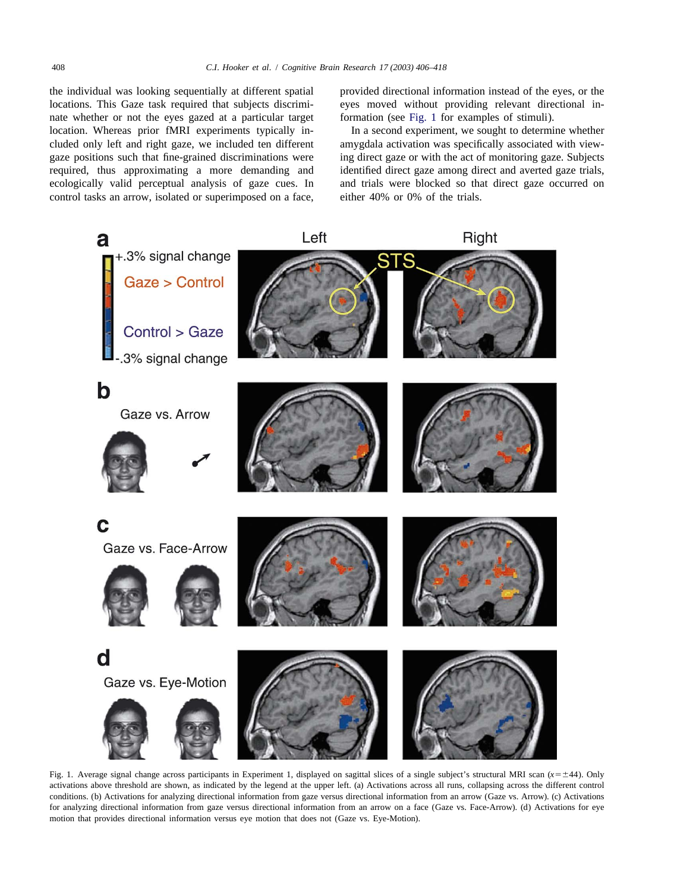the individual was looking sequentially at different spatial locations. This Gaze task required that subjects discriminate whether or not the eyes gazed at a particular target location. Whereas prior fMRI experiments typically included only left and right gaze, we included ten different gaze positions such that fine-grained discriminations were required, thus approximating a more demanding and ecologically valid perceptual analysis of gaze cues. In control tasks an arrow, isolated or superimposed on a face, provided directional information instead of the eyes, or the eyes moved without providing relevant directional information (see Fig. 1 for examples of stimuli).

In a second experiment, we sought to determine whether amygdala activation was specifically associated with viewing direct gaze or with the act of monitoring gaze. Subjects identified direct gaze among direct and averted gaze trials, and trials were blocked so that direct gaze occurred on either 40% or 0% of the trials.

Fig. 1. Average signal change across participants in Experiment 1, displayed on sagittal slices of a single subject's structural MRI scan ($x = \pm 44$). Only activations above threshold are shown, as indicated by the legend at the upper left. (a) Activations across all runs, collapsing across the different control conditions. (b) Activations for analyzing directional information from gaze versus directional information from an arrow (Gaze vs. Arrow). (c) Activations for analyzing directional information from gaze versus directional information from an arrow on a face (Gaze vs. Face-Arrow). (d) Activations for eye motion that provides directional information versus eye motion that does not (Gaze vs. Eye-Motion).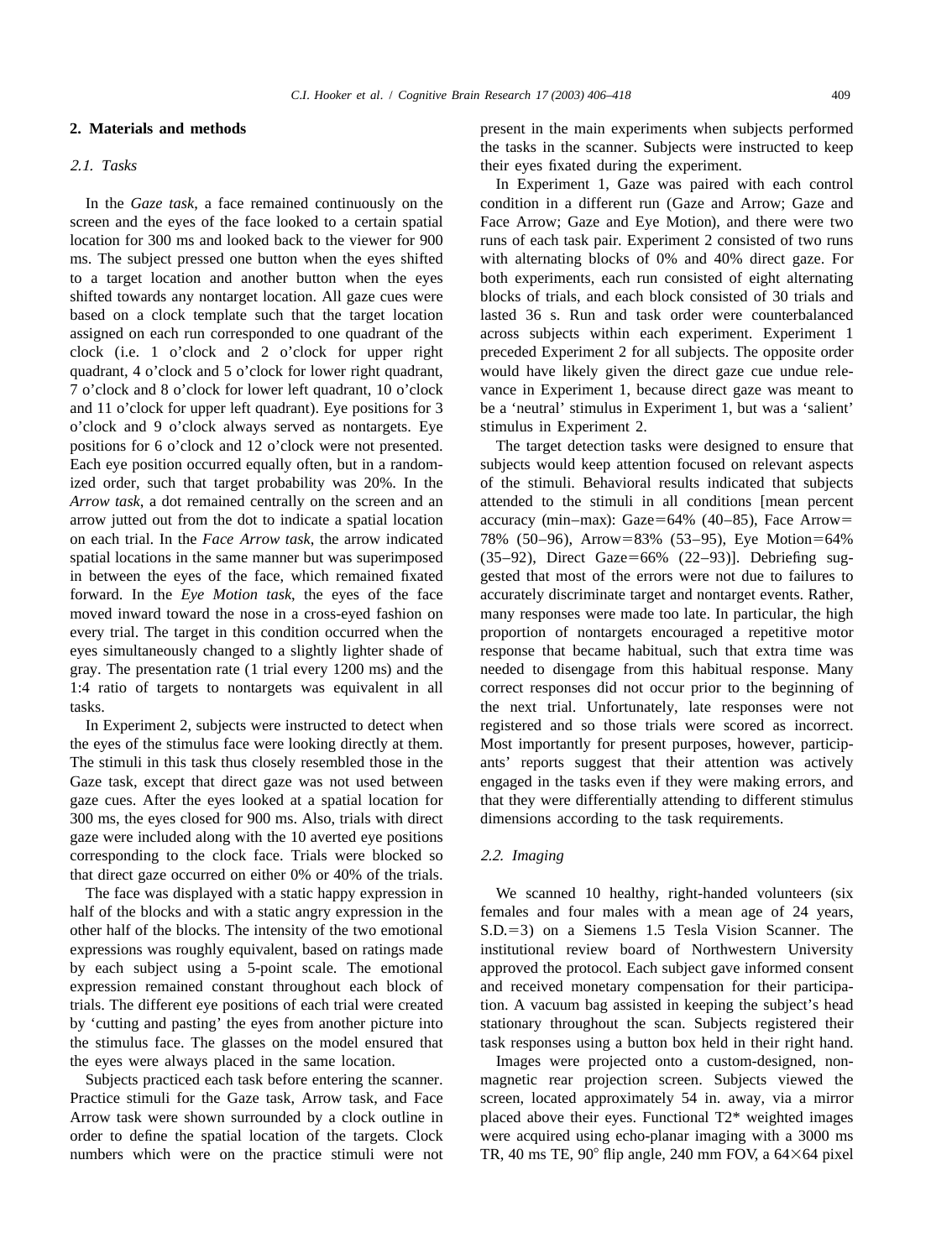## 2. Materials and methods

### 2.1. Tasks

In the *Gaze task*, a face remained continuously on the screen and the eyes of the face looked to a certain spatial location for 300 ms and looked back to the viewer for 900 ms. The subject pressed one button when the eyes shifted to a target location and another button when the eyes shifted towards any nontarget location. All gaze cues were based on a clock template such that the target location assigned on each run corresponded to one quadrant of the clock (i.e. 1 o'clock and 2 o'clock for upper right quadrant, 4 o'clock and 5 o'clock for lower right quadrant, 7 o'clock and 8 o'clock for lower left quadrant, 10 o'clock and 11 o'clock for upper left quadrant). Eye positions for 3 o'clock and 9 o'clock always served as nontargets. Eye positions for 6 o'clock and 12 o'clock were not presented. Each eye position occurred equally often, but in a randomized order, such that target probability was 20%. In the *Arrow task*, a dot remained centrally on the screen and an arrow jutted out from the dot to indicate a spatial location on each trial. In the *Face Arrow task*, the arrow indicated spatial locations in the same manner but was superimposed in between the eyes of the face, which remained fixated forward. In the *Eye Motion task*, the eyes of the face moved inward toward the nose in a cross-eyed fashion on every trial. The target in this condition occurred when the eyes simultaneously changed to a slightly lighter shade of gray. The presentation rate (1 trial every 1200 ms) and the 1:4 ratio of targets to nontargets was equivalent in all tasks.

In Experiment 2, subjects were instructed to detect when the eyes of the stimulus face were looking directly at them. The stimuli in this task thus closely resembled those in the Gaze task, except that direct gaze was not used between gaze cues. After the eyes looked at a spatial location for 300 ms, the eyes closed for 900 ms. Also, trials with direct gaze were included along with the 10 averted eye positions corresponding to the clock face. Trials were blocked so that direct gaze occurred on either 0% or 40% of the trials.

The face was displayed with a static happy expression in half of the blocks and with a static angry expression in the other half of the blocks. The intensity of the two emotional expressions was roughly equivalent, based on ratings made by each subject using a 5-point scale. The emotional expression remained constant throughout each block of trials. The different eye positions of each trial were created by 'cutting and pasting' the eyes from another picture into the stimulus face. The glasses on the model ensured that the eyes were always placed in the same location.

Subjects practiced each task before entering the scanner. Practice stimuli for the Gaze task, Arrow task, and Face Arrow task were shown surrounded by a clock outline in order to define the spatial location of the targets. Clock numbers which were on the practice stimuli were not present in the main experiments when subjects performed the tasks in the scanner. Subjects were instructed to keep their eyes fixated during the experiment.

In Experiment 1, Gaze was paired with each control condition in a different run (Gaze and Arrow; Gaze and Face Arrow; Gaze and Eye Motion), and there were two runs of each task pair. Experiment 2 consisted of two runs with alternating blocks of 0% and 40% direct gaze. For both experiments, each run consisted of eight alternating blocks of trials, and each block consisted of 30 trials and lasted 36 s. Run and task order were counterbalanced across subjects within each experiment. Experiment 1 preceded Experiment 2 for all subjects. The opposite order would have likely given the direct gaze cue undue relevance in Experiment 1, because direct gaze was meant to be a 'neutral' stimulus in Experiment 1, but was a 'salient' stimulus in Experiment 2.

The target detection tasks were designed to ensure that subjects would keep attention focused on relevant aspects of the stimuli. Behavioral results indicated that subjects attended to the stimuli in all conditions [mean percent accuracy (min–max): Gaze=64% (40–85), Face Arrow=78% (50–96), Arrow=83% (53–95), Eye Motion=64% (35–92), Direct Gaze=66% (22–93)]. Debriefing suggested that most of the errors were not due to failures to accurately discriminate target and nontarget events. Rather, many responses were made too late. In particular, the high proportion of nontargets encouraged a repetitive motor response that became habitual, such that extra time was needed to disengage from this habitual response. Many correct responses did not occur prior to the beginning of the next trial. Unfortunately, late responses were not registered and so those trials were scored as incorrect. Most importantly for present purposes, however, participants' reports suggest that their attention was actively engaged in the tasks even if they were making errors, and that they were differentially attending to different stimulus dimensions according to the task requirements.

### 2.2. Imaging

We scanned 10 healthy, right-handed volunteers (six females and four males with a mean age of 24 years, S.D.=3) on a Siemens 1.5 Tesla Vision Scanner. The institutional review board of Northwestern University approved the protocol. Each subject gave informed consent and received monetary compensation for their participation. A vacuum bag assisted in keeping the subject's head stationary throughout the scan. Subjects registered their task responses using a button box held in their right hand.

Images were projected onto a custom-designed, non-magnetic rear projection screen. Subjects viewed the screen, located approximately 54 in. away, via a mirror placed above their eyes. Functional T2* weighted images were acquired using echo-planar imaging with a 3000 ms TR, 40 ms TE, 90° flip angle, 240 mm FOV, a 64×64 pixel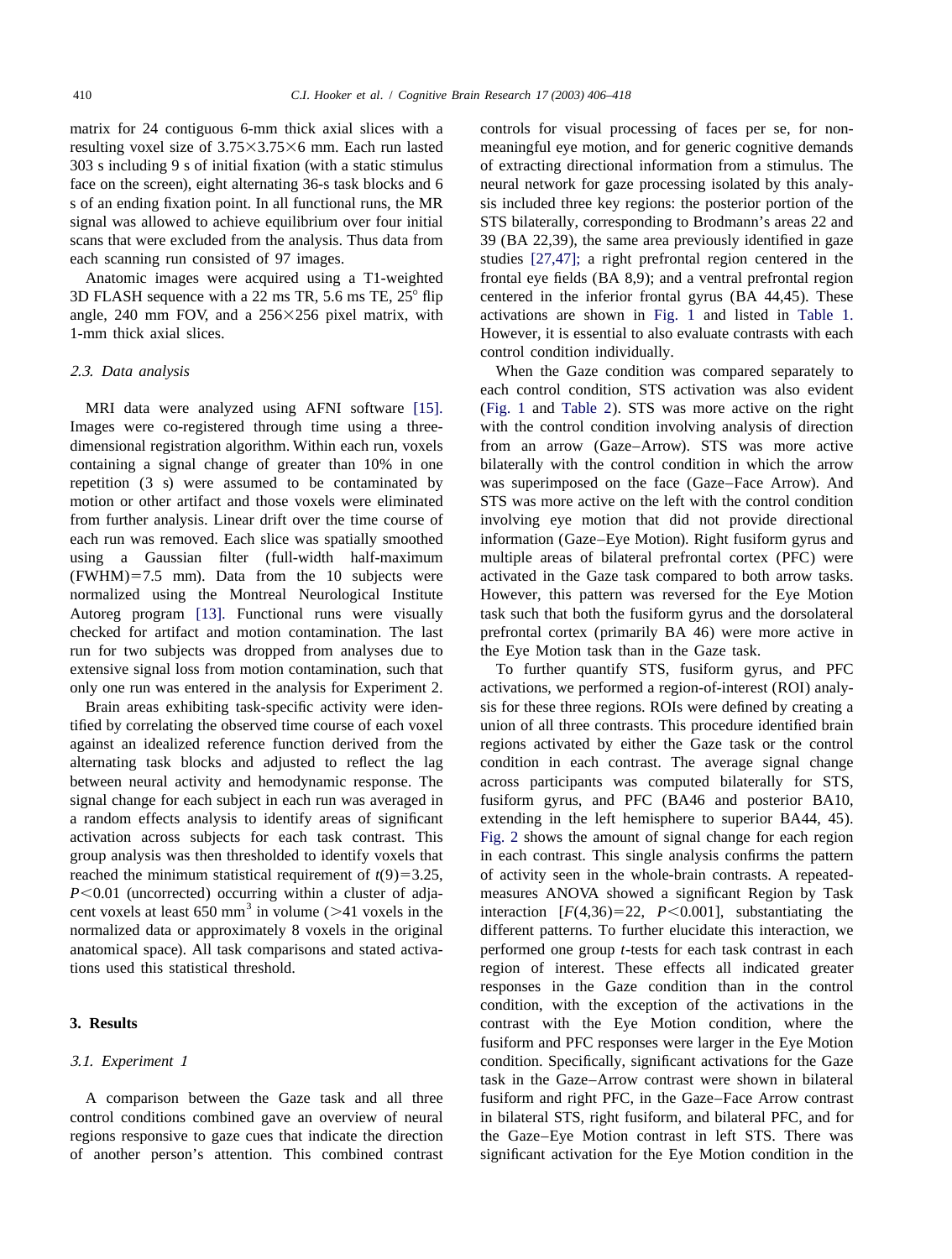matrix for 24 contiguous 6-mm thick axial slices with a resulting voxel size of 3.75×3.75×6 mm. Each run lasted 303 s including 9 s of initial fixation (with a static stimulus face on the screen), eight alternating 36-s task blocks and 6 s of an ending fixation point. In all functional runs, the MR signal was allowed to achieve equilibrium over four initial scans that were excluded from the analysis. Thus data from each scanning run consisted of 97 images.

Anatomic images were acquired using a T1-weighted 3D FLASH sequence with a 22 ms TR, 5.6 ms TE, 25° flip angle, 240 mm FOV, and a 256×256 pixel matrix, with 1-mm thick axial slices.

### 2.3. Data analysis

MRI data were analyzed using AFNI software [15]. Images were co-registered through time using a three-dimensional registration algorithm. Within each run, voxels containing a signal change of greater than 10% in one repetition (3 s) were assumed to be contaminated by motion or other artifact and those voxels were eliminated from further analysis. Linear drift over the time course of each run was removed. Each slice was spatially smoothed using a Gaussian filter (full-width half-maximum (FWHM)=7.5 mm). Data from the 10 subjects were normalized using the Montreal Neurological Institute Autoreg program [13]. Functional runs were visually checked for artifact and motion contamination. The last run for two subjects was dropped from analyses due to extensive signal loss from motion contamination, such that only one run was entered in the analysis for Experiment 2.

Brain areas exhibiting task-specific activity were identified by correlating the observed time course of each voxel against an idealized reference function derived from the alternating task blocks and adjusted to reflect the lag between neural activity and hemodynamic response. The signal change for each subject in each run was averaged in a random effects analysis to identify areas of significant activation across subjects for each task contrast. This group analysis was then thresholded to identify voxels that reached the minimum statistical requirement of $t(9)=3.25$, $P<0.01$ (uncorrected) occurring within a cluster of adjacent voxels at least 650 $mm^3$ in volume (>41 voxels in the normalized data or approximately 8 voxels in the original anatomical space). All task comparisons and stated activations used this statistical threshold.

## 3. Results

### 3.1. Experiment 1

A comparison between the Gaze task and all three control conditions combined gave an overview of neural regions responsive to gaze cues that indicate the direction of another person's attention. This combined contrast controls for visual processing of faces per se, for non-meaningful eye motion, and for generic cognitive demands of extracting directional information from a stimulus. The neural network for gaze processing isolated by this analysis included three key regions: the posterior portion of the STS bilaterally, corresponding to Brodmann's areas 22 and 39 (BA 22,39), the same area previously identified in gaze studies [27,47]; a right prefrontal region centered in the frontal eye fields (BA 8,9); and a ventral prefrontal region centered in the inferior frontal gyrus (BA 44,45). These activations are shown in Fig. 1 and listed in Table 1. However, it is essential to also evaluate contrasts with each control condition individually.

When the Gaze condition was compared separately to each control condition, STS activation was also evident (Fig. 1 and Table 2). STS was more active on the right with the control condition involving analysis of direction from an arrow (Gaze–Arrow). STS was more active bilaterally with the control condition in which the arrow was superimposed on the face (Gaze–Face Arrow). And STS was more active on the left with the control condition involving eye motion that did not provide directional information (Gaze–Eye Motion). Right fusiform gyrus and multiple areas of bilateral prefrontal cortex (PFC) were activated in the Gaze task compared to both arrow tasks. However, this pattern was reversed for the Eye Motion task such that both the fusiform gyrus and the dorsolateral prefrontal cortex (primarily BA 46) were more active in the Eye Motion task than in the Gaze task.

To further quantify STS, fusiform gyrus, and PFC activations, we performed a region-of-interest (ROI) analysis for these three regions. ROIs were defined by creating a union of all three contrasts. This procedure identified brain regions activated by either the Gaze task or the control condition in each contrast. The average signal change across participants was computed bilaterally for STS, fusiform gyrus, and PFC (BA46 and posterior BA10, extending in the left hemisphere to superior BA44, 45). Fig. 2 shows the amount of signal change for each region in each contrast. This single analysis confirms the pattern of activity seen in the whole-brain contrasts. A repeated-measures ANOVA showed a significant Region by Task interaction [$F(4,36)=22$, $P<0.001$], substantiating the different patterns. To further elucidate this interaction, we performed one group $t$-tests for each task contrast in each region of interest. These effects all indicated greater responses in the Gaze condition than in the control condition, with the exception of the activations in the contrast with the Eye Motion condition, where the fusiform and PFC responses were larger in the Eye Motion condition. Specifically, significant activations for the Gaze task in the Gaze–Arrow contrast were shown in bilateral fusiform and right PFC, in the Gaze–Face Arrow contrast in bilateral STS, right fusiform, and bilateral PFC, and for the Gaze–Eye Motion contrast in left STS. There was significant activation for the Eye Motion condition in the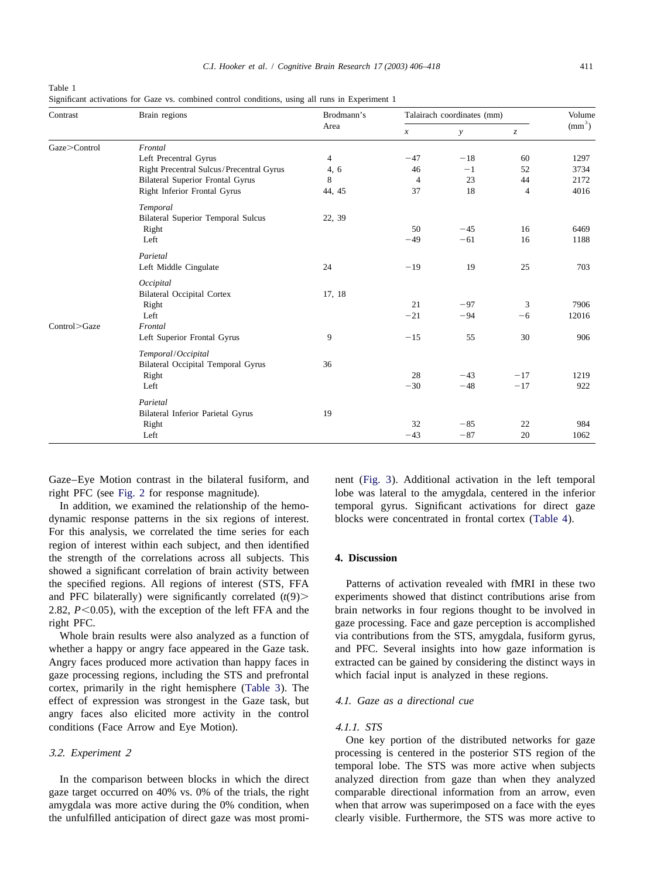Table 1
Significant activations for Gaze vs. combined control conditions, using all runs in Experiment 1

| Contrast | Brain regions | Brodmann's Area | Talairach coordinates (mm) | | | Volume (mm$^3$) |
|---|---|---|---|---|---|---|
| | | | $x$ | $y$ | $z$ | |
| Gaze>Control | *Frontal* | | | | | |
| | Left Precentral Gyrus | 4 | −47 | −18 | 60 | 1297 |
| | Right Precentral Sulcus/Precentral Gyrus | 4, 6 | 46 | −1 | 52 | 3734 |
| | Bilateral Superior Frontal Gyrus | 8 | 4 | 23 | 44 | 2172 |
| | Right Inferior Frontal Gyrus | 44, 45 | 37 | 18 | 4 | 4016 |
| | *Temporal* | | | | | |
| | Bilateral Superior Temporal Sulcus | 22, 39 | | | | |
| | Right | | 50 | −45 | 16 | 6469 |
| | Left | | −49 | −61 | 16 | 1188 |
| | *Parietal* | | | | | |
| | Left Middle Cingulate | 24 | −19 | 19 | 25 | 703 |
| | *Occipital* | | | | | |
| | Bilateral Occipital Cortex | 17, 18 | | | | |
| | Right | | 21 | −97 | 3 | 7906 |
| | Left | | −21 | −94 | −6 | 12016 |
| Control>Gaze | *Frontal* | | | | | |
| | Left Superior Frontal Gyrus | 9 | −15 | 55 | 30 | 906 |
| | *Temporal/Occipital* | | | | | |
| | Bilateral Occipital Temporal Gyrus | 36 | | | | |
| | Right | | 28 | −43 | −17 | 1219 |
| | Left | | −30 | −48 | −17 | 922 |
| | *Parietal* | | | | | |
| | Bilateral Inferior Parietal Gyrus | 19 | | | | |
| | Right | | 32 | −85 | 22 | 984 |
| | Left | | −43 | −87 | 20 | 1062 |

Gaze–Eye Motion contrast in the bilateral fusiform, and right PFC (see Fig. 2 for response magnitude).

In addition, we examined the relationship of the hemodynamic response patterns in the six regions of interest. For this analysis, we correlated the time series for each region of interest within each subject, and then identified the strength of the correlations across all subjects. This showed a significant correlation of brain activity between the specified regions. All regions of interest (STS, FFA and PFC bilaterally) were significantly correlated ($t(9) > 2.82$, $P < 0.05$), with the exception of the left FFA and the right PFC.

Whole brain results were also analyzed as a function of whether a happy or angry face appeared in the Gaze task. Angry faces produced more activation than happy faces in gaze processing regions, including the STS and prefrontal cortex, primarily in the right hemisphere (Table 3). The effect of expression was strongest in the Gaze task, but angry faces also elicited more activity in the control conditions (Face Arrow and Eye Motion).

### *3.2. Experiment 2*

In the comparison between blocks in which the direct gaze target occurred on 40% vs. 0% of the trials, the right amygdala was more active during the 0% condition, when the unfulfilled anticipation of direct gaze was most prominent (Fig. 3). Additional activation in the left temporal lobe was lateral to the amygdala, centered in the inferior temporal gyrus. Significant activations for direct gaze blocks were concentrated in frontal cortex (Table 4).

## 4. Discussion

Patterns of activation revealed with fMRI in these two experiments showed that distinct contributions arise from brain networks in four regions thought to be involved in gaze processing. Face and gaze perception is accomplished via contributions from the STS, amygdala, fusiform gyrus, and PFC. Several insights into how gaze information is extracted can be gained by considering the distinct ways in which facial input is analyzed in these regions.

### *4.1. Gaze as a directional cue*

#### *4.1.1. STS*

One key portion of the distributed networks for gaze processing is centered in the posterior STS region of the temporal lobe. The STS was more active when subjects analyzed direction from gaze than when they analyzed comparable directional information from an arrow, even when that arrow was superimposed on a face with the eyes clearly visible. Furthermore, the STS was more active to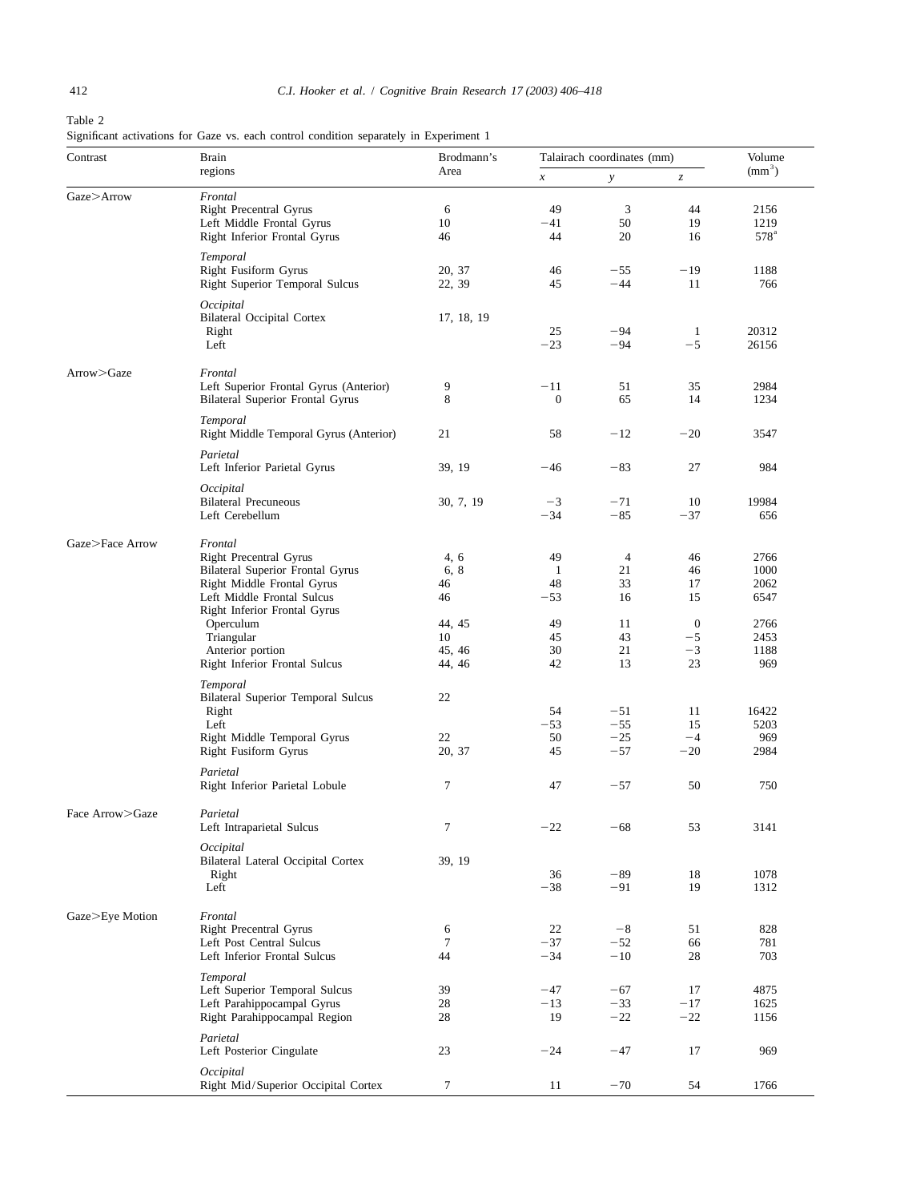Table 2
Significant activations for Gaze vs. each control condition separately in Experiment 1

| Contrast | Brain regions | Brodmann's Area | Talairach coordinates (mm) | | | Volume ($mm^3$) |
|---|---|---|---|---|---|---|
| | | | *x* | *y* | *z* | |
| Gaze>Arrow | *Frontal* | | | | | |
| | Right Precentral Gyrus | 6 | 49 | 3 | 44 | 2156 |
| | Left Middle Frontal Gyrus | 10 | −41 | 50 | 19 | 1219 |
| | Right Inferior Frontal Gyrus | 46 | 44 | 20 | 16 | 578[a] |
| | *Temporal* | | | | | |
| | Right Fusiform Gyrus | 20, 37 | 46 | −55 | −19 | 1188 |
| | Right Superior Temporal Sulcus | 22, 39 | 45 | −44 | 11 | 766 |
| | *Occipital* | | | | | |
| | Bilateral Occipital Cortex | 17, 18, 19 | | | | |
| | Right | | 25 | −94 | 1 | 20312 |
| | Left | | −23 | −94 | −5 | 26156 |
| Arrow>Gaze | *Frontal* | | | | | |
| | Left Superior Frontal Gyrus (Anterior) | 9 | −11 | 51 | 35 | 2984 |
| | Bilateral Superior Frontal Gyrus | 8 | 0 | 65 | 14 | 1234 |
| | *Temporal* | | | | | |
| | Right Middle Temporal Gyrus (Anterior) | 21 | 58 | −12 | −20 | 3547 |
| | *Parietal* | | | | | |
| | Left Inferior Parietal Gyrus | 39, 19 | −46 | −83 | 27 | 984 |
| | *Occipital* | | | | | |
| | Bilateral Precuneous | 30, 7, 19 | −3 | −71 | 10 | 19984 |
| | Left Cerebellum | | −34 | −85 | −37 | 656 |
| Gaze>Face Arrow | *Frontal* | | | | | |
| | Right Precentral Gyrus | 4, 6 | 49 | 4 | 46 | 2766 |
| | Bilateral Superior Frontal Gyrus | 6, 8 | 1 | 21 | 46 | 1000 |
| | Right Middle Frontal Gyrus | 46 | 48 | 33 | 17 | 2062 |
| | Left Middle Frontal Sulcus | 46 | −53 | 16 | 15 | 6547 |
| | Right Inferior Frontal Gyrus | | | | | |
| | Operculum | 44, 45 | 49 | 11 | 0 | 2766 |
| | Triangular | 10 | 45 | 43 | −5 | 2453 |
| | Anterior portion | 45, 46 | 30 | 21 | −3 | 1188 |
| | Right Inferior Frontal Sulcus | 44, 46 | 42 | 13 | 23 | 969 |
| | *Temporal* | | | | | |
| | Bilateral Superior Temporal Sulcus | 22 | | | | |
| | Right | | 54 | −51 | 11 | 16422 |
| | Left | | −53 | −55 | 15 | 5203 |
| | Right Middle Temporal Gyrus | 22 | 50 | −25 | −4 | 969 |
| | Right Fusiform Gyrus | 20, 37 | 45 | −57 | −20 | 2984 |
| | *Parietal* | | | | | |
| | Right Inferior Parietal Lobule | 7 | 47 | −57 | 50 | 750 |
| Face Arrow>Gaze | *Parietal* | | | | | |
| | Left Intraparietal Sulcus | 7 | −22 | −68 | 53 | 3141 |
| | *Occipital* | | | | | |
| | Bilateral Lateral Occipital Cortex | 39, 19 | | | | |
| | Right | | 36 | −89 | 18 | 1078 |
| | Left | | −38 | −91 | 19 | 1312 |
| Gaze>Eye Motion | *Frontal* | | | | | |
| | Right Precentral Gyrus | 6 | 22 | −8 | 51 | 828 |
| | Left Post Central Sulcus | 7 | −37 | −52 | 66 | 781 |
| | Left Inferior Frontal Sulcus | 44 | −34 | −10 | 28 | 703 |
| | *Temporal* | | | | | |
| | Left Superior Temporal Sulcus | 39 | −47 | −67 | 17 | 4875 |
| | Left Parahippocampal Gyrus | 28 | −13 | −33 | −17 | 1625 |
| | Right Parahippocampal Region | 28 | 19 | −22 | −22 | 1156 |
| | *Parietal* | | | | | |
| | Left Posterior Cingulate | 23 | −24 | −47 | 17 | 969 |
| | *Occipital* | | | | | |
| | Right Mid/Superior Occipital Cortex | 7 | 11 | −70 | 54 | 1766 |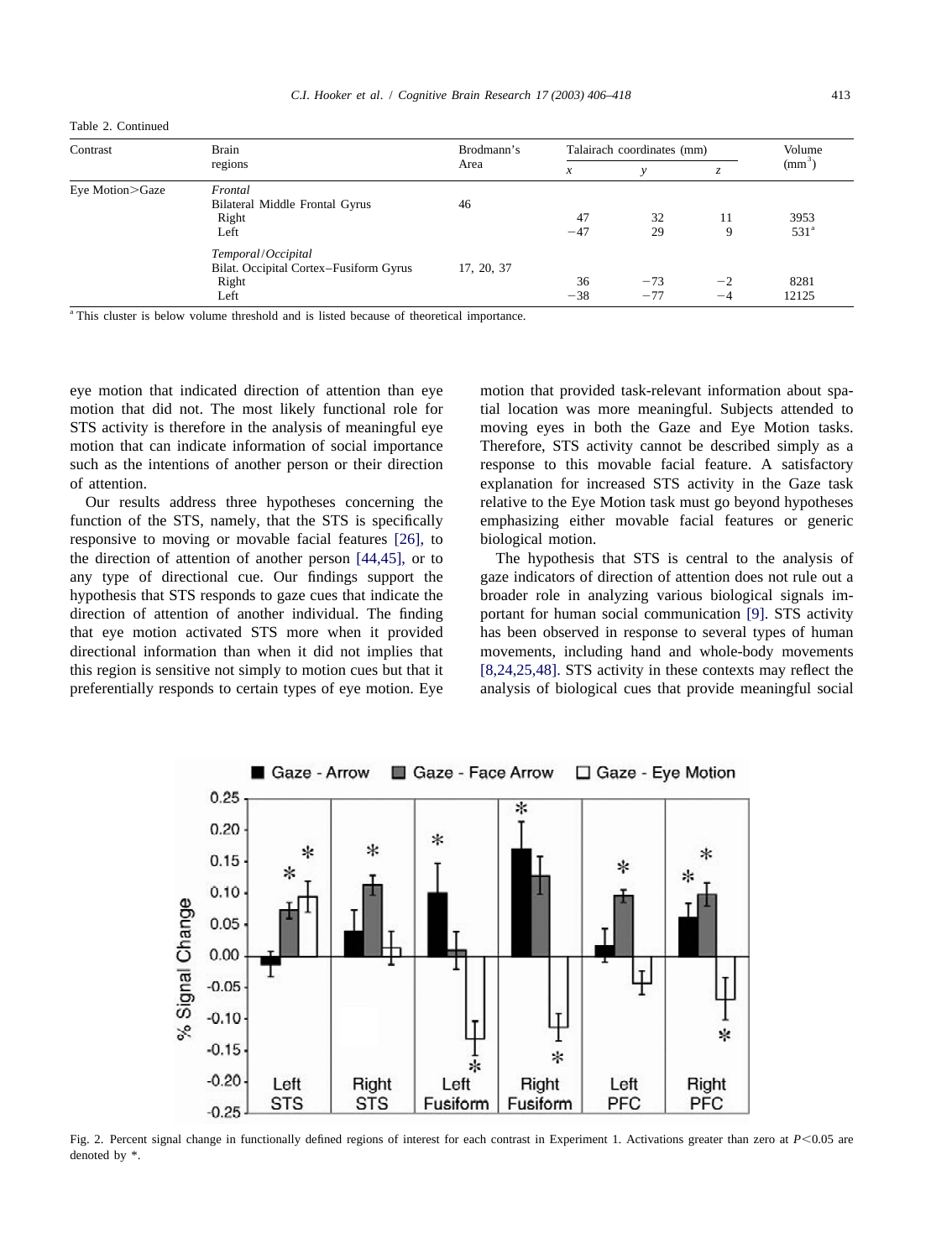Table 2. Continued

| Contrast | Brain regions | Brodmann's Area | Talairach coordinates (mm) | | | Volume ($mm^3$) |
|---|---|---|---|---|---|---|
| | | | *x* | *y* | *z* | |
| Eye Motion>Gaze | *Frontal* | | | | | |
| | Bilateral Middle Frontal Gyrus | 46 | | | | |
| | Right | | 47 | 32 | 11 | 3953 |
| | Left | | −47 | 29 | 9 | 531[a] |
| | *Temporal/Occipital* | | | | | |
| | Bilat. Occipital Cortex–Fusiform Gyrus | 17, 20, 37 | | | | |
| | Right | | 36 | −73 | −2 | 8281 |
| | Left | | −38 | −77 | −4 | 12125 |

[a] This cluster is below volume threshold and is listed because of theoretical importance.

eye motion that indicated direction of attention than eye motion that did not. The most likely functional role for STS activity is therefore in the analysis of meaningful eye motion that can indicate information of social importance such as the intentions of another person or their direction of attention.

Our results address three hypotheses concerning the function of the STS, namely, that the STS is specifically responsive to moving or movable facial features [26], to the direction of attention of another person [44,45], or to any type of directional cue. Our findings support the hypothesis that STS responds to gaze cues that indicate the direction of attention of another individual. The finding that eye motion activated STS more when it provided directional information than when it did not implies that this region is sensitive not simply to motion cues but that it preferentially responds to certain types of eye motion. Eye motion that provided task-relevant information about spatial location was more meaningful. Subjects attended to moving eyes in both the Gaze and Eye Motion tasks. Therefore, STS activity cannot be described simply as a response to this movable facial feature. A satisfactory explanation for increased STS activity in the Gaze task relative to the Eye Motion task must go beyond hypotheses emphasizing either movable facial features or generic biological motion.

The hypothesis that STS is central to the analysis of gaze indicators of direction of attention does not rule out a broader role in analyzing various biological signals important for human social communication [9]. STS activity has been observed in response to several types of human movements, including hand and whole-body movements [8,24,25,48]. STS activity in these contexts may reflect the analysis of biological cues that provide meaningful social

Fig. 2. Percent signal change in functionally defined regions of interest for each contrast in Experiment 1. Activations greater than zero at $P<0.05$ are denoted by *.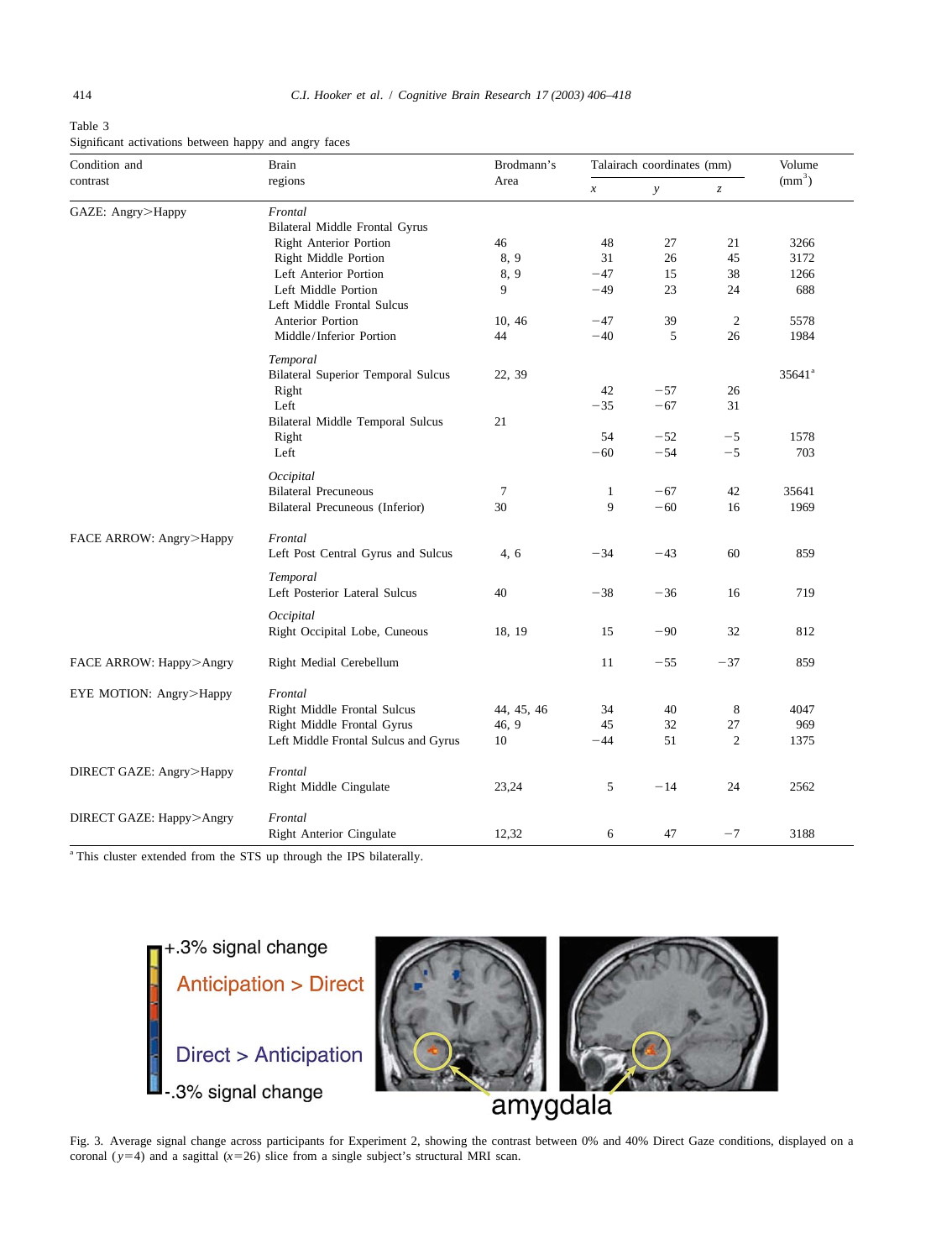Table 3
Significant activations between happy and angry faces

| Condition and contrast | Brain regions | Brodmann's Area | Talairach coordinates (mm) | | | Volume (mm$^3$) |
|---|---|---|---|---|---|---|
| | | | *x* | *y* | *z* | |
| GAZE: Angry>Happy | *Frontal* | | | | | |
| | Bilateral Middle Frontal Gyrus | | | | | |
| | Right Anterior Portion | 46 | 48 | 27 | 21 | 3266 |
| | Right Middle Portion | 8, 9 | 31 | 26 | 45 | 3172 |
| | Left Anterior Portion | 8, 9 | −47 | 15 | 38 | 1266 |
| | Left Middle Portion | 9 | −49 | 23 | 24 | 688 |
| | Left Middle Frontal Sulcus | | | | | |
| | Anterior Portion | 10, 46 | −47 | 39 | 2 | 5578 |
| | Middle/Inferior Portion | 44 | −40 | 5 | 26 | 1984 |
| | *Temporal* | | | | | |
| | Bilateral Superior Temporal Sulcus | 22, 39 | | | | 35641[a] |
| | Right | | 42 | −57 | 26 | |
| | Left | | −35 | −67 | 31 | |
| | Bilateral Middle Temporal Sulcus | 21 | | | | |
| | Right | | 54 | −52 | −5 | 1578 |
| | Left | | −60 | −54 | −5 | 703 |
| | *Occipital* | | | | | |
| | Bilateral Precuneous | 7 | 1 | −67 | 42 | 35641 |
| | Bilateral Precuneous (Inferior) | 30 | 9 | −60 | 16 | 1969 |
| FACE ARROW: Angry>Happy | *Frontal* | | | | | |
| | Left Post Central Gyrus and Sulcus | 4, 6 | −34 | −43 | 60 | 859 |
| | *Temporal* | | | | | |
| | Left Posterior Lateral Sulcus | 40 | −38 | −36 | 16 | 719 |
| | *Occipital* | | | | | |
| | Right Occipital Lobe, Cuneous | 18, 19 | 15 | −90 | 32 | 812 |
| FACE ARROW: Happy>Angry | Right Medial Cerebellum | | 11 | −55 | −37 | 859 |
| EYE MOTION: Angry>Happy | *Frontal* | | | | | |
| | Right Middle Frontal Sulcus | 44, 45, 46 | 34 | 40 | 8 | 4047 |
| | Right Middle Frontal Gyrus | 46, 9 | 45 | 32 | 27 | 969 |
| | Left Middle Frontal Sulcus and Gyrus | 10 | −44 | 51 | 2 | 1375 |
| DIRECT GAZE: Angry>Happy | *Frontal* | | | | | |
| | Right Middle Cingulate | 23,24 | 5 | −14 | 24 | 2562 |
| DIRECT GAZE: Happy>Angry | *Frontal* | | | | | |
| | Right Anterior Cingulate | 12,32 | 6 | 47 | −7 | 3188 |

[a] This cluster extended from the STS up through the IPS bilaterally.

Fig. 3. Average signal change across participants for Experiment 2, showing the contrast between 0% and 40% Direct Gaze conditions, displayed on a coronal ($y$=4) and a sagittal ($x$=26) slice from a single subject's structural MRI scan.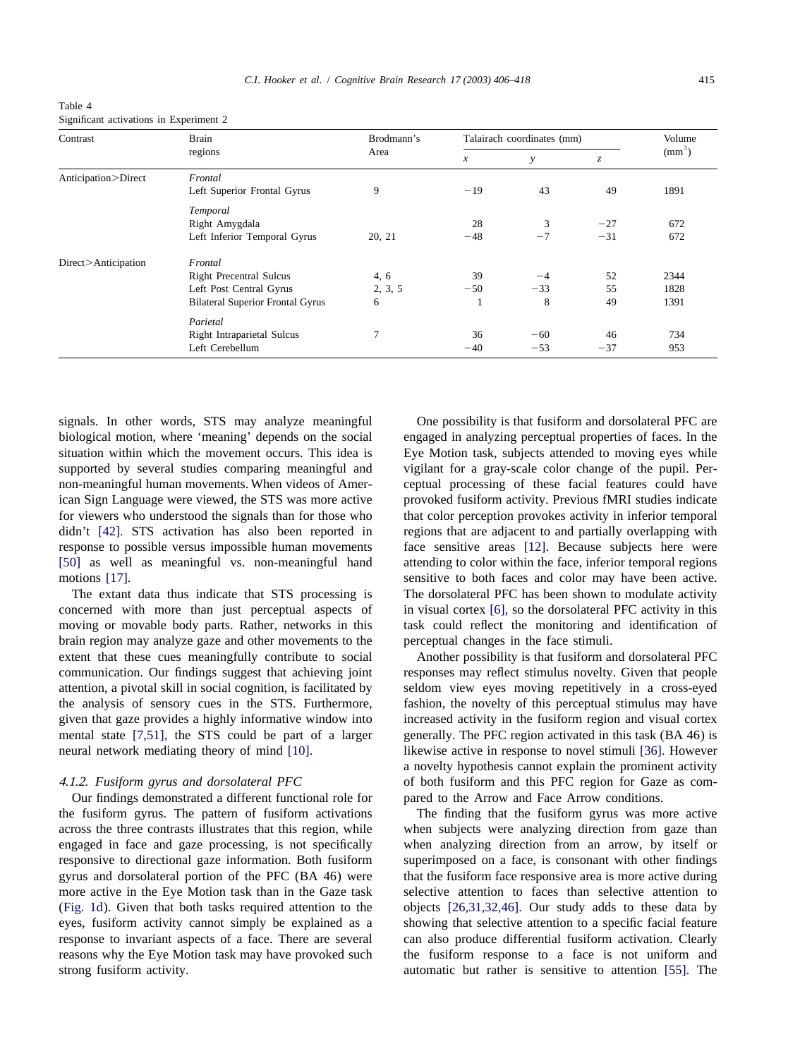Table 4
Significant activations in Experiment 2

| Contrast | Brain regions | Brodmann's Area | Talairach coordinates (mm) | | | Volume ($mm^3$) |
|---|---|---|---|---|---|---|
| | | | *x* | *y* | *z* | |
| Anticipation>Direct | *Frontal* | | | | | |
| | Left Superior Frontal Gyrus | 9 | −19 | 43 | 49 | 1891 |
| | *Temporal* | | | | | |
| | Right Amygdala | | 28 | 3 | −27 | 672 |
| | Left Inferior Temporal Gyrus | 20, 21 | −48 | −7 | −31 | 672 |
| Direct>Anticipation | *Frontal* | | | | | |
| | Right Precentral Sulcus | 4, 6 | 39 | −4 | 52 | 2344 |
| | Left Post Central Gyrus | 2, 3, 5 | −50 | −33 | 55 | 1828 |
| | Bilateral Superior Frontal Gyrus | 6 | 1 | 8 | 49 | 1391 |
| | *Parietal* | | | | | |
| | Right Intraparietal Sulcus | 7 | 36 | −60 | 46 | 734 |
| | Left Cerebellum | | −40 | −53 | −37 | 953 |

signals. In other words, STS may analyze meaningful biological motion, where 'meaning' depends on the social situation within which the movement occurs. This idea is supported by several studies comparing meaningful and non-meaningful human movements. When videos of American Sign Language were viewed, the STS was more active for viewers who understood the signals than for those who didn't [42]. STS activation has also been reported in response to possible versus impossible human movements [50] as well as meaningful vs. non-meaningful hand motions [17].

The extant data thus indicate that STS processing is concerned with more than just perceptual aspects of moving or movable body parts. Rather, networks in this brain region may analyze gaze and other movements to the extent that these cues meaningfully contribute to social communication. Our findings suggest that achieving joint attention, a pivotal skill in social cognition, is facilitated by the analysis of sensory cues in the STS. Furthermore, given that gaze provides a highly informative window into mental state [7,51], the STS could be part of a larger neural network mediating theory of mind [10].

#### *4.1.2. Fusiform gyrus and dorsolateral PFC*

Our findings demonstrated a different functional role for the fusiform gyrus. The pattern of fusiform activations across the three contrasts illustrates that this region, while engaged in face and gaze processing, is not specifically responsive to directional gaze information. Both fusiform gyrus and dorsolateral portion of the PFC (BA 46) were more active in the Eye Motion task than in the Gaze task (Fig. 1d). Given that both tasks required attention to the eyes, fusiform activity cannot simply be explained as a response to invariant aspects of a face. There are several reasons why the Eye Motion task may have provoked such strong fusiform activity.

One possibility is that fusiform and dorsolateral PFC are engaged in analyzing perceptual properties of faces. In the Eye Motion task, subjects attended to moving eyes while vigilant for a gray-scale color change of the pupil. Perceptual processing of these facial features could have provoked fusiform activity. Previous fMRI studies indicate that color perception provokes activity in inferior temporal regions that are adjacent to and partially overlapping with face sensitive areas [12]. Because subjects here were attending to color within the face, inferior temporal regions sensitive to both faces and color may have been active. The dorsolateral PFC has been shown to modulate activity in visual cortex [6], so the dorsolateral PFC activity in this task could reflect the monitoring and identification of perceptual changes in the face stimuli.

Another possibility is that fusiform and dorsolateral PFC responses may reflect stimulus novelty. Given that people seldom view eyes moving repetitively in a cross-eyed fashion, the novelty of this perceptual stimulus may have increased activity in the fusiform region and visual cortex generally. The PFC region activated in this task (BA 46) is likewise active in response to novel stimuli [36]. However a novelty hypothesis cannot explain the prominent activity of both fusiform and this PFC region for Gaze as compared to the Arrow and Face Arrow conditions.

The finding that the fusiform gyrus was more active when subjects were analyzing direction from gaze than when analyzing direction from an arrow, by itself or superimposed on a face, is consonant with other findings that the fusiform face responsive area is more active during selective attention to faces than selective attention to objects [26,31,32,46]. Our study adds to these data by showing that selective attention to a specific facial feature can also produce differential fusiform activation. Clearly the fusiform response to a face is not uniform and automatic but rather is sensitive to attention [55]. The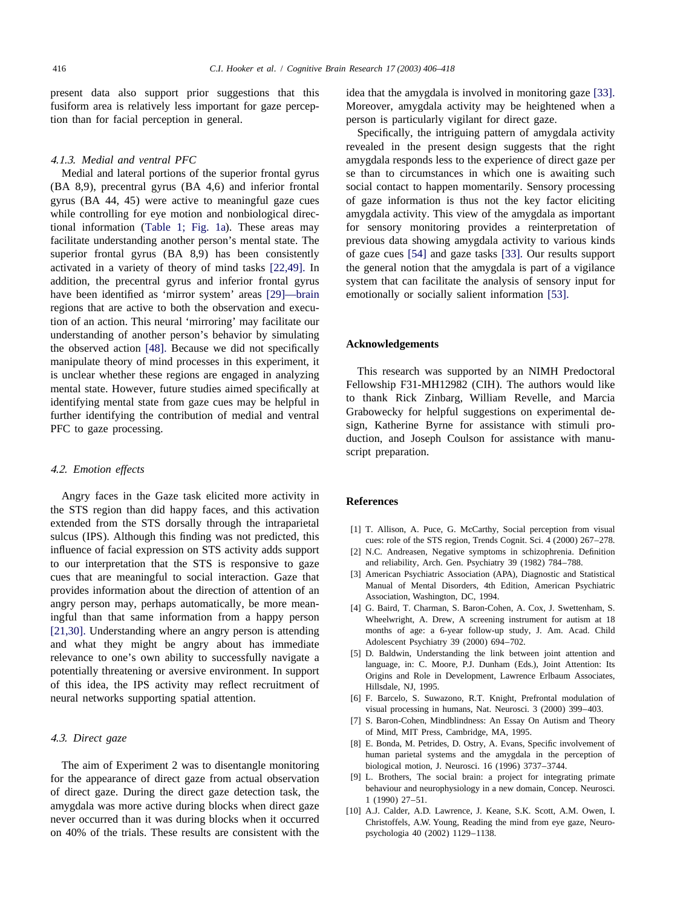present data also support prior suggestions that this fusiform area is relatively less important for gaze perception than for facial perception in general.

#### *4.1.3. Medial and ventral PFC*

Medial and lateral portions of the superior frontal gyrus (BA 8,9), precentral gyrus (BA 4,6) and inferior frontal gyrus (BA 44, 45) were active to meaningful gaze cues while controlling for eye motion and nonbiological directional information (Table 1; Fig. 1a). These areas may facilitate understanding another person's mental state. The superior frontal gyrus (BA 8,9) has been consistently activated in a variety of theory of mind tasks [22,49]. In addition, the precentral gyrus and inferior frontal gyrus have been identified as 'mirror system' areas [29]—brain regions that are active to both the observation and execution of an action. This neural 'mirroring' may facilitate our understanding of another person's behavior by simulating the observed action [48]. Because we did not specifically manipulate theory of mind processes in this experiment, it is unclear whether these regions are engaged in analyzing mental state. However, future studies aimed specifically at identifying mental state from gaze cues may be helpful in further identifying the contribution of medial and ventral PFC to gaze processing.

### *4.2. Emotion effects*

Angry faces in the Gaze task elicited more activity in the STS region than did happy faces, and this activation extended from the STS dorsally through the intraparietal sulcus (IPS). Although this finding was not predicted, this influence of facial expression on STS activity adds support to our interpretation that the STS is responsive to gaze cues that are meaningful to social interaction. Gaze that provides information about the direction of attention of an angry person may, perhaps automatically, be more meaningful than that same information from a happy person [21,30]. Understanding where an angry person is attending and what they might be angry about has immediate relevance to one's own ability to successfully navigate a potentially threatening or aversive environment. In support of this idea, the IPS activity may reflect recruitment of neural networks supporting spatial attention.

### *4.3. Direct gaze*

The aim of Experiment 2 was to disentangle monitoring for the appearance of direct gaze from actual observation of direct gaze. During the direct gaze detection task, the amygdala was more active during blocks when direct gaze never occurred than it was during blocks when it occurred on 40% of the trials. These results are consistent with the idea that the amygdala is involved in monitoring gaze [33]. Moreover, amygdala activity may be heightened when a person is particularly vigilant for direct gaze.

Specifically, the intriguing pattern of amygdala activity revealed in the present design suggests that the right amygdala responds less to the experience of direct gaze per se than to circumstances in which one is awaiting such social contact to happen momentarily. Sensory processing of gaze information is thus not the key factor eliciting amygdala activity. This view of the amygdala as important for sensory monitoring provides a reinterpretation of previous data showing amygdala activity to various kinds of gaze cues [54] and gaze tasks [33]. Our results support the general notion that the amygdala is part of a vigilance system that can facilitate the analysis of sensory input for emotionally or socially salient information [53].

## Acknowledgements

This research was supported by an NIMH Predoctoral Fellowship F31-MH12982 (CIH). The authors would like to thank Rick Zinbarg, William Revelle, and Marcia Grabowecky for helpful suggestions on experimental design, Katherine Byrne for assistance with stimuli production, and Joseph Coulson for assistance with manuscript preparation.

## References

[1] T. Allison, A. Puce, G. McCarthy, Social perception from visual cues: role of the STS region, Trends Cognit. Sci. 4 (2000) 267–278.

[2] N.C. Andreasen, Negative symptoms in schizophrenia. Definition and reliability, Arch. Gen. Psychiatry 39 (1982) 784–788.

[3] American Psychiatric Association (APA), Diagnostic and Statistical Manual of Mental Disorders, 4th Edition, American Psychiatric Association, Washington, DC, 1994.

[4] G. Baird, T. Charman, S. Baron-Cohen, A. Cox, J. Swettenham, S. Wheelwright, A. Drew, A screening instrument for autism at 18 months of age: a 6-year follow-up study, J. Am. Acad. Child Adolescent Psychiatry 39 (2000) 694–702.

[5] D. Baldwin, Understanding the link between joint attention and language, in: C. Moore, P.J. Dunham (Eds.), Joint Attention: Its Origins and Role in Development, Lawrence Erlbaum Associates, Hillsdale, NJ, 1995.

[6] F. Barcelo, S. Suwazono, R.T. Knight, Prefrontal modulation of visual processing in humans, Nat. Neurosci. 3 (2000) 399–403.

[7] S. Baron-Cohen, Mindblindness: An Essay On Autism and Theory of Mind, MIT Press, Cambridge, MA, 1995.

[8] E. Bonda, M. Petrides, D. Ostry, A. Evans, Specific involvement of human parietal systems and the amygdala in the perception of biological motion, J. Neurosci. 16 (1996) 3737–3744.

[9] L. Brothers, The social brain: a project for integrating primate behaviour and neurophysiology in a new domain, Concep. Neurosci. 1 (1990) 27–51.

[10] A.J. Calder, A.D. Lawrence, J. Keane, S.K. Scott, A.M. Owen, I. Christoffels, A.W. Young, Reading the mind from eye gaze, Neuropsychologia 40 (2002) 1129–1138.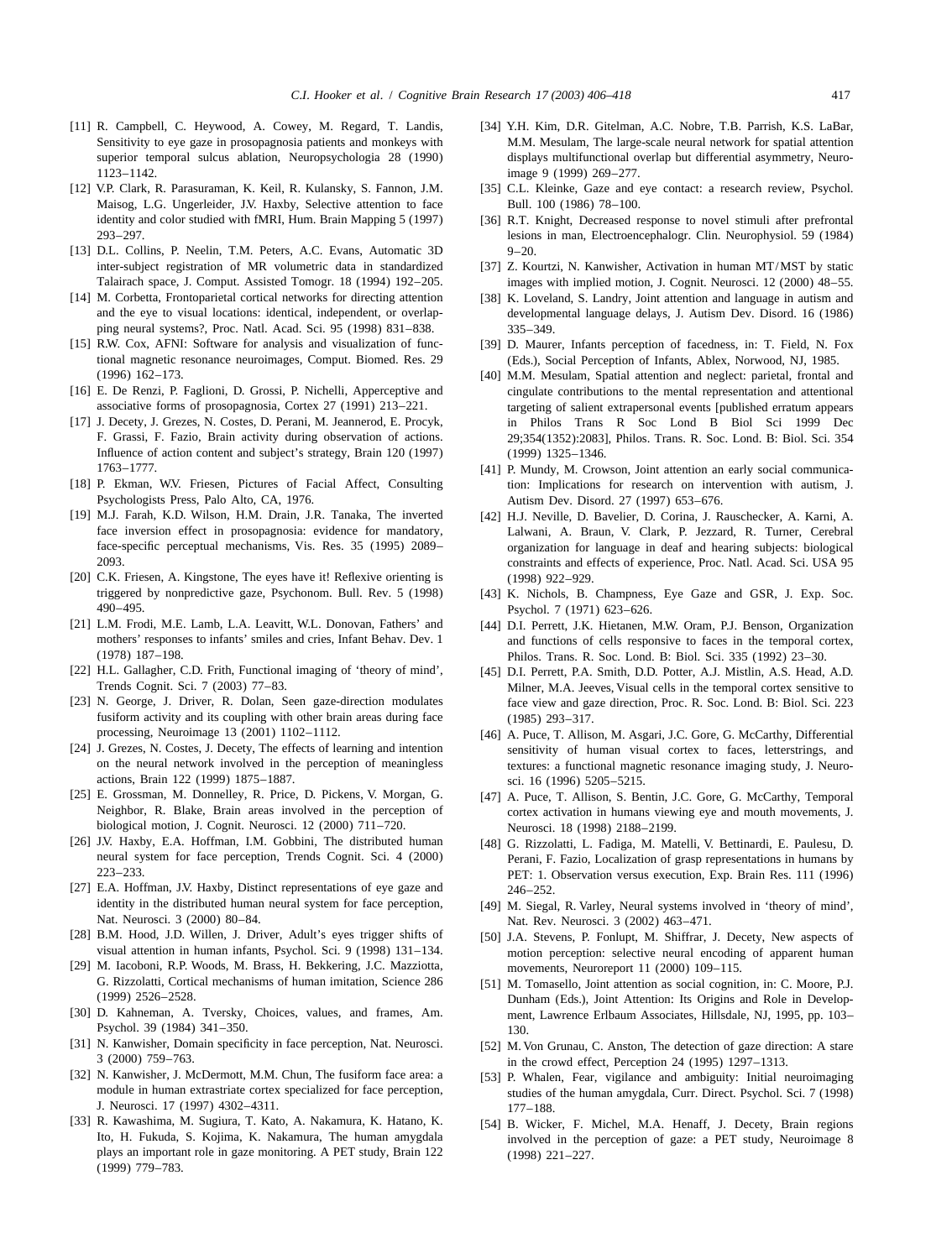[11] R. Campbell, C. Heywood, A. Cowey, M. Regard, T. Landis, Sensitivity to eye gaze in prosopagnosia patients and monkeys with superior temporal sulcus ablation, Neuropsychologia 28 (1990) 1123–1142.

[12] V.P. Clark, R. Parasuraman, K. Keil, R. Kulansky, S. Fannon, J.M. Maisog, L.G. Ungerleider, J.V. Haxby, Selective attention to face identity and color studied with fMRI, Hum. Brain Mapping 5 (1997) 293–297.

[13] D.L. Collins, P. Neelin, T.M. Peters, A.C. Evans, Automatic 3D inter-subject registration of MR volumetric data in standardized Talairach space, J. Comput. Assisted Tomogr. 18 (1994) 192–205.

[14] M. Corbetta, Frontoparietal cortical networks for directing attention and the eye to visual locations: identical, independent, or overlapping neural systems?, Proc. Natl. Acad. Sci. 95 (1998) 831–838.

[15] R.W. Cox, AFNI: Software for analysis and visualization of functional magnetic resonance neuroimages, Comput. Biomed. Res. 29 (1996) 162–173.

[16] E. De Renzi, P. Faglioni, D. Grossi, P. Nichelli, Apperceptive and associative forms of prosopagnosia, Cortex 27 (1991) 213–221.

[17] J. Decety, J. Grezes, N. Costes, D. Perani, M. Jeannerod, E. Procyk, F. Grassi, F. Fazio, Brain activity during observation of actions. Influence of action content and subject's strategy, Brain 120 (1997) 1763–1777.

[18] P. Ekman, W.V. Friesen, Pictures of Facial Affect, Consulting Psychologists Press, Palo Alto, CA, 1976.

[19] M.J. Farah, K.D. Wilson, H.M. Drain, J.R. Tanaka, The inverted face inversion effect in prosopagnosia: evidence for mandatory, face-specific perceptual mechanisms, Vis. Res. 35 (1995) 2089–2093.

[20] C.K. Friesen, A. Kingstone, The eyes have it! Reflexive orienting is triggered by nonpredictive gaze, Psychonom. Bull. Rev. 5 (1998) 490–495.

[21] L.M. Frodi, M.E. Lamb, L.A. Leavitt, W.L. Donovan, Fathers' and mothers' responses to infants' smiles and cries, Infant Behav. Dev. 1 (1978) 187–198.

[22] H.L. Gallagher, C.D. Frith, Functional imaging of 'theory of mind', Trends Cognit. Sci. 7 (2003) 77–83.

[23] N. George, J. Driver, R. Dolan, Seen gaze-direction modulates fusiform activity and its coupling with other brain areas during face processing, Neuroimage 13 (2001) 1102–1112.

[24] J. Grezes, N. Costes, J. Decety, The effects of learning and intention on the neural network involved in the perception of meaningless actions, Brain 122 (1999) 1875–1887.

[25] E. Grossman, M. Donnelley, R. Price, D. Pickens, V. Morgan, G. Neighbor, R. Blake, Brain areas involved in the perception of biological motion, J. Cognit. Neurosci. 12 (2000) 711–720.

[26] J.V. Haxby, E.A. Hoffman, I.M. Gobbini, The distributed human neural system for face perception, Trends Cognit. Sci. 4 (2000) 223–233.

[27] E.A. Hoffman, J.V. Haxby, Distinct representations of eye gaze and identity in the distributed human neural system for face perception, Nat. Neurosci. 3 (2000) 80–84.

[28] B.M. Hood, J.D. Willen, J. Driver, Adult's eyes trigger shifts of visual attention in human infants, Psychol. Sci. 9 (1998) 131–134.

[29] M. Iacoboni, R.P. Woods, M. Brass, H. Bekkering, J.C. Mazziotta, G. Rizzolatti, Cortical mechanisms of human imitation, Science 286 (1999) 2526–2528.

[30] D. Kahneman, A. Tversky, Choices, values, and frames, Am. Psychol. 39 (1984) 341–350.

[31] N. Kanwisher, Domain specificity in face perception, Nat. Neurosci. 3 (2000) 759–763.

[32] N. Kanwisher, J. McDermott, M.M. Chun, The fusiform face area: a module in human extrastriate cortex specialized for face perception, J. Neurosci. 17 (1997) 4302–4311.

[33] R. Kawashima, M. Sugiura, T. Kato, A. Nakamura, K. Hatano, K. Ito, H. Fukuda, S. Kojima, K. Nakamura, The human amygdala plays an important role in gaze monitoring. A PET study, Brain 122 (1999) 779–783.

[34] Y.H. Kim, D.R. Gitelman, A.C. Nobre, T.B. Parrish, K.S. LaBar, M.M. Mesulam, The large-scale neural network for spatial attention displays multifunctional overlap but differential asymmetry, Neuroimage 9 (1999) 269–277.

[35] C.L. Kleinke, Gaze and eye contact: a research review, Psychol. Bull. 100 (1986) 78–100.

[36] R.T. Knight, Decreased response to novel stimuli after prefrontal lesions in man, Electroencephalogr. Clin. Neurophysiol. 59 (1984) 9–20.

[37] Z. Kourtzi, N. Kanwisher, Activation in human MT/MST by static images with implied motion, J. Cognit. Neurosci. 12 (2000) 48–55.

[38] K. Loveland, S. Landry, Joint attention and language in autism and developmental language delays, J. Autism Dev. Disord. 16 (1986) 335–349.

[39] D. Maurer, Infants perception of facedness, in: T. Field, N. Fox (Eds.), Social Perception of Infants, Ablex, Norwood, NJ, 1985.

[40] M.M. Mesulam, Spatial attention and neglect: parietal, frontal and cingulate contributions to the mental representation and attentional targeting of salient extrapersonal events [published erratum appears in Philos Trans R Soc Lond B Biol Sci 1999 Dec 29;354(1352):2083], Philos. Trans. R. Soc. Lond. B: Biol. Sci. 354 (1999) 1325–1346.

[41] P. Mundy, M. Crowson, Joint attention an early social communication: Implications for research on intervention with autism, J. Autism Dev. Disord. 27 (1997) 653–676.

[42] H.J. Neville, D. Bavelier, D. Corina, J. Rauschecker, A. Karni, A. Lalwani, A. Braun, V. Clark, P. Jezzard, R. Turner, Cerebral organization for language in deaf and hearing subjects: biological constraints and effects of experience, Proc. Natl. Acad. Sci. USA 95 (1998) 922–929.

[43] K. Nichols, B. Champness, Eye Gaze and GSR, J. Exp. Soc. Psychol. 7 (1971) 623–626.

[44] D.I. Perrett, J.K. Hietanen, M.W. Oram, P.J. Benson, Organization and functions of cells responsive to faces in the temporal cortex, Philos. Trans. R. Soc. Lond. B: Biol. Sci. 335 (1992) 23–30.

[45] D.I. Perrett, P.A. Smith, D.D. Potter, A.J. Mistlin, A.S. Head, A.D. Milner, M.A. Jeeves, Visual cells in the temporal cortex sensitive to face view and gaze direction, Proc. R. Soc. Lond. B: Biol. Sci. 223 (1985) 293–317.

[46] A. Puce, T. Allison, M. Asgari, J.C. Gore, G. McCarthy, Differential sensitivity of human visual cortex to faces, letterstrings, and textures: a functional magnetic resonance imaging study, J. Neurosci. 16 (1996) 5205–5215.

[47] A. Puce, T. Allison, S. Bentin, J.C. Gore, G. McCarthy, Temporal cortex activation in humans viewing eye and mouth movements, J. Neurosci. 18 (1998) 2188–2199.

[48] G. Rizzolatti, L. Fadiga, M. Matelli, V. Bettinardi, E. Paulesu, D. Perani, F. Fazio, Localization of grasp representations in humans by PET: 1. Observation versus execution, Exp. Brain Res. 111 (1996) 246–252.

[49] M. Siegal, R. Varley, Neural systems involved in 'theory of mind', Nat. Rev. Neurosci. 3 (2002) 463–471.

[50] J.A. Stevens, P. Fonlupt, M. Shiffrar, J. Decety, New aspects of motion perception: selective neural encoding of apparent human movements, Neuroreport 11 (2000) 109–115.

[51] M. Tomasello, Joint attention as social cognition, in: C. Moore, P.J. Dunham (Eds.), Joint Attention: Its Origins and Role in Development, Lawrence Erlbaum Associates, Hillsdale, NJ, 1995, pp. 103–130.

[52] M. Von Grunau, C. Anston, The detection of gaze direction: A stare in the crowd effect, Perception 24 (1995) 1297–1313.

[53] P. Whalen, Fear, vigilance and ambiguity: Initial neuroimaging studies of the human amygdala, Curr. Direct. Psychol. Sci. 7 (1998) 177–188.

[54] B. Wicker, F. Michel, M.A. Henaff, J. Decety, Brain regions involved in the perception of gaze: a PET study, Neuroimage 8 (1998) 221–227.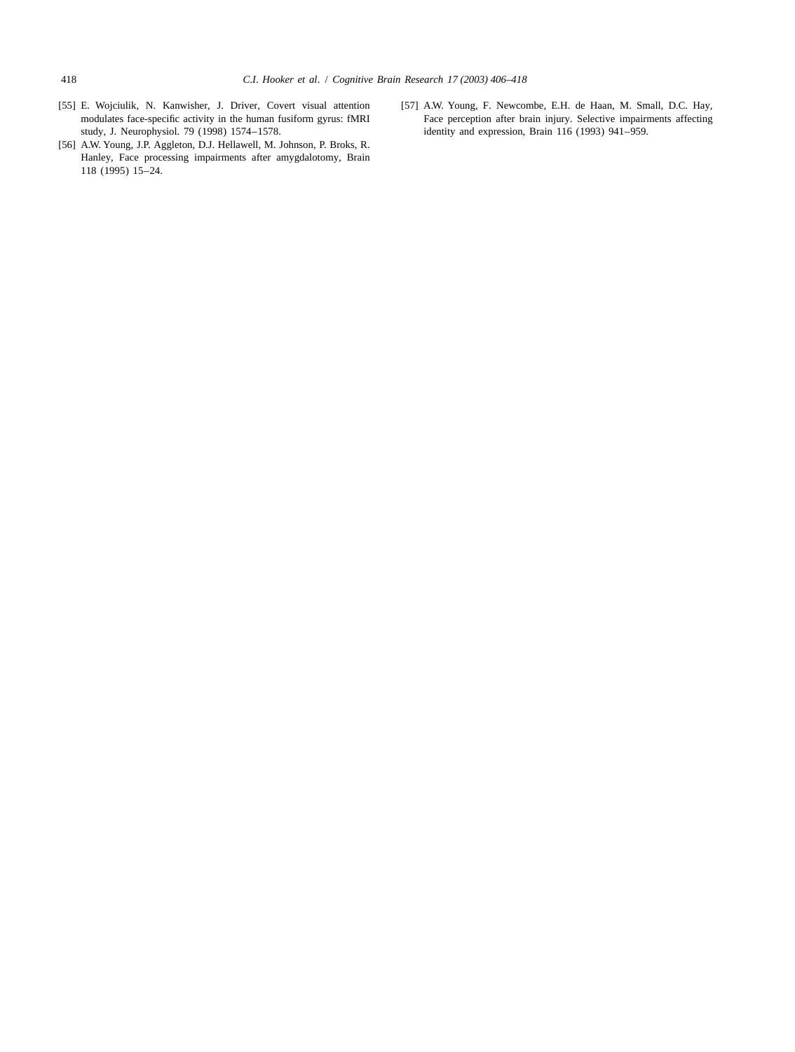[55] E. Wojciulik, N. Kanwisher, J. Driver, Covert visual attention modulates face-specific activity in the human fusiform gyrus: fMRI study, J. Neurophysiol. 79 (1998) 1574–1578.

[56] A.W. Young, J.P. Aggleton, D.J. Hellawell, M. Johnson, P. Broks, R. Hanley, Face processing impairments after amygdalotomy, Brain 118 (1995) 15–24.

[57] A.W. Young, F. Newcombe, E.H. de Haan, M. Small, D.C. Hay, Face perception after brain injury. Selective impairments affecting identity and expression, Brain 116 (1993) 941–959.